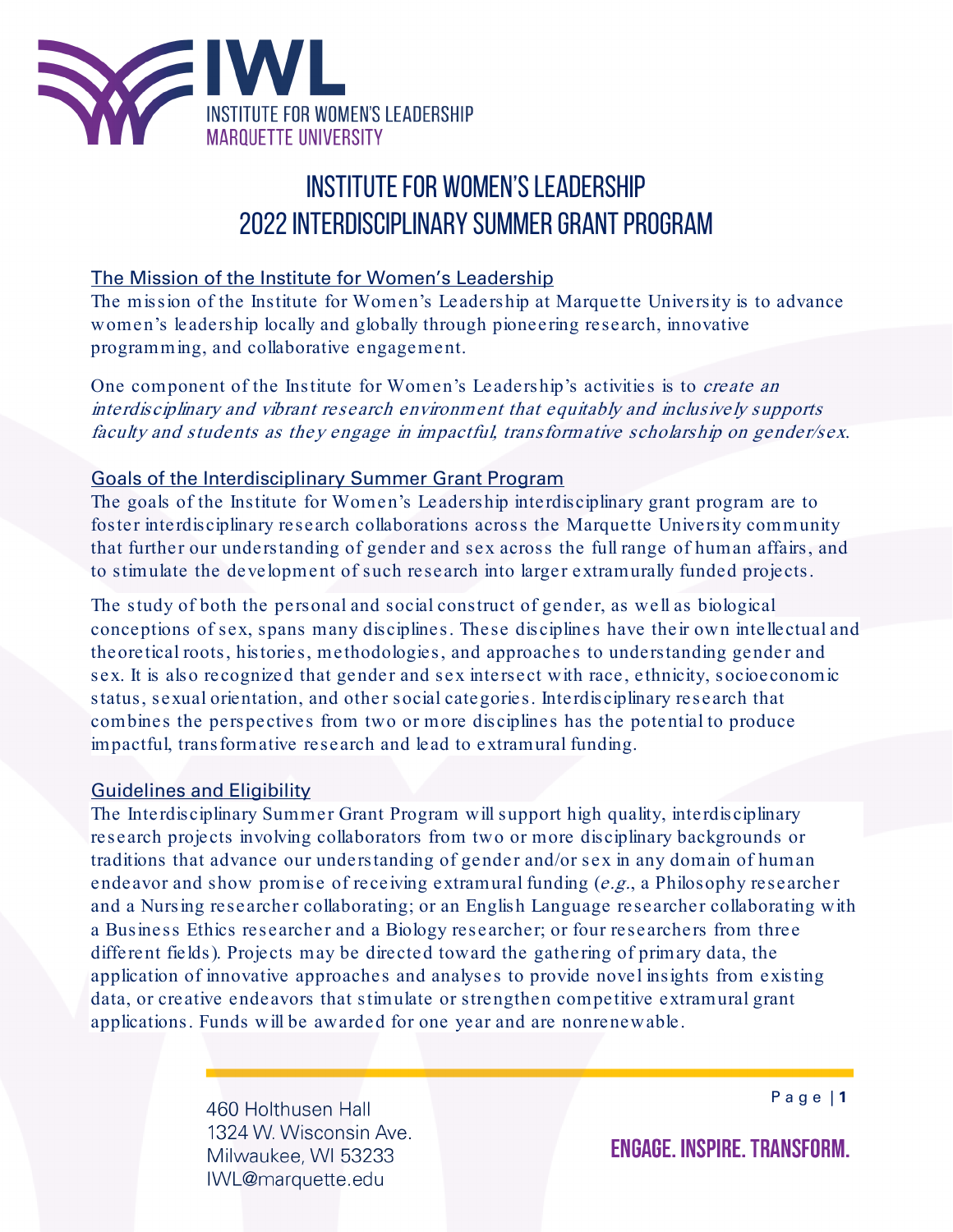IWL
INSTITUTE FOR WOMEN'S LEADERSHIP
MARQUETTE UNIVERSITY

# INSTITUTE FOR WOMEN'S LEADERSHIP 2022 INTERDISCIPLINARY SUMMER GRANT PROGRAM

## The Mission of the Institute for Women's Leadership

The mission of the Institute for Women's Leadership at Marquette University is to advance women's leadership locally and globally through pioneering research, innovative programming, and collaborative engagement.

One component of the Institute for Women's Leadership's activities is to *create an interdisciplinary and vibrant research environment that equitably and inclusively supports faculty and students as they engage in impactful, transformative scholarship on gender/sex.*

## Goals of the Interdisciplinary Summer Grant Program

The goals of the Institute for Women's Leadership interdisciplinary grant program are to foster interdisciplinary research collaborations across the Marquette University community that further our understanding of gender and sex across the full range of human affairs, and to stimulate the development of such research into larger extramurally funded projects.

The study of both the personal and social construct of gender, as well as biological conceptions of sex, spans many disciplines. These disciplines have their own intellectual and theoretical roots, histories, methodologies, and approaches to understanding gender and sex. It is also recognized that gender and sex intersect with race, ethnicity, socioeconomic status, sexual orientation, and other social categories. Interdisciplinary research that combines the perspectives from two or more disciplines has the potential to produce impactful, transformative research and lead to extramural funding.

## Guidelines and Eligibility

The Interdisciplinary Summer Grant Program will support high quality, interdisciplinary research projects involving collaborators from two or more disciplinary backgrounds or traditions that advance our understanding of gender and/or sex in any domain of human endeavor and show promise of receiving extramural funding (*e.g.*, a Philosophy researcher and a Nursing researcher collaborating; or an English Language researcher collaborating with a Business Ethics researcher and a Biology researcher; or four researchers from three different fields). Projects may be directed toward the gathering of primary data, the application of innovative approaches and analyses to provide novel insights from existing data, or creative endeavors that stimulate or strengthen competitive extramural grant applications. Funds will be awarded for one year and are nonrenewable.

460 Holthusen Hall
1324 W. Wisconsin Ave.
Milwaukee, WI 53233
IWL@marquette.edu

ENGAGE. INSPIRE. TRANSFORM.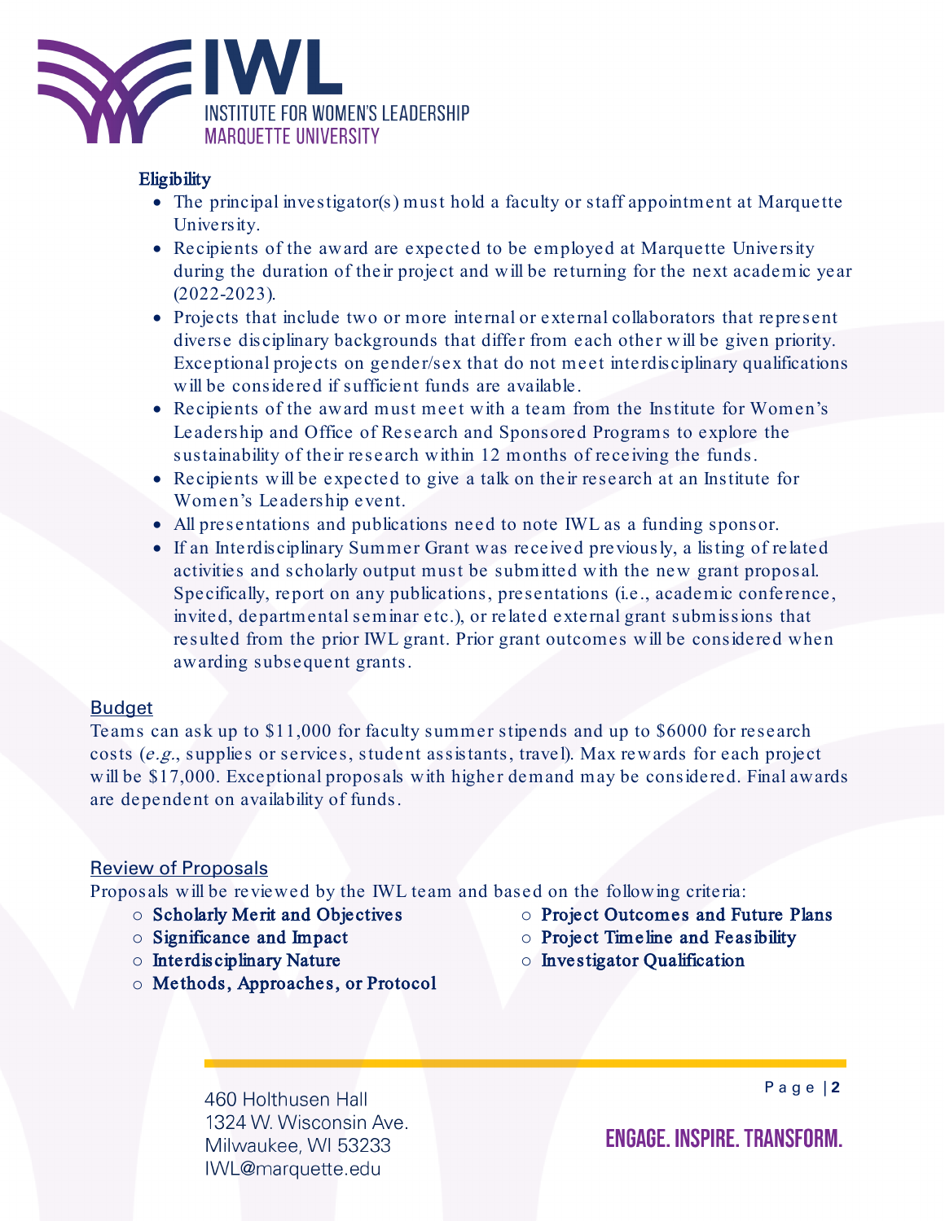**Eligibility**

- The principal investigator(s) must hold a faculty or staff appointment at Marquette University.
- Recipients of the award are expected to be employed at Marquette University during the duration of their project and will be returning for the next academic year (2022-2023).
- Projects that include two or more internal or external collaborators that represent diverse disciplinary backgrounds that differ from each other will be given priority. Exceptional projects on gender/sex that do not meet interdisciplinary qualifications will be considered if sufficient funds are available.
- Recipients of the award must meet with a team from the Institute for Women's Leadership and Office of Research and Sponsored Programs to explore the sustainability of their research within 12 months of receiving the funds.
- Recipients will be expected to give a talk on their research at an Institute for Women's Leadership event.
- All presentations and publications need to note IWL as a funding sponsor.
- If an Interdisciplinary Summer Grant was received previously, a listing of related activities and scholarly output must be submitted with the new grant proposal. Specifically, report on any publications, presentations (i.e., academic conference, invited, departmental seminar etc.), or related external grant submissions that resulted from the prior IWL grant. Prior grant outcomes will be considered when awarding subsequent grants.

## Budget

Teams can ask up to $11,000 for faculty summer stipends and up to $6000 for research costs (*e.g.*, supplies or services, student assistants, travel). Max rewards for each project will be $17,000. Exceptional proposals with higher demand may be considered. Final awards are dependent on availability of funds.

## Review of Proposals

Proposals will be reviewed by the IWL team and based on the following criteria:

- **Scholarly Merit and Objectives**
- **Significance and Impact**
- **Interdisciplinary Nature**
- **Methods, Approaches, or Protocol**
- **Project Outcomes and Future Plans**
- **Project Timeline and Feasibility**
- **Investigator Qualification**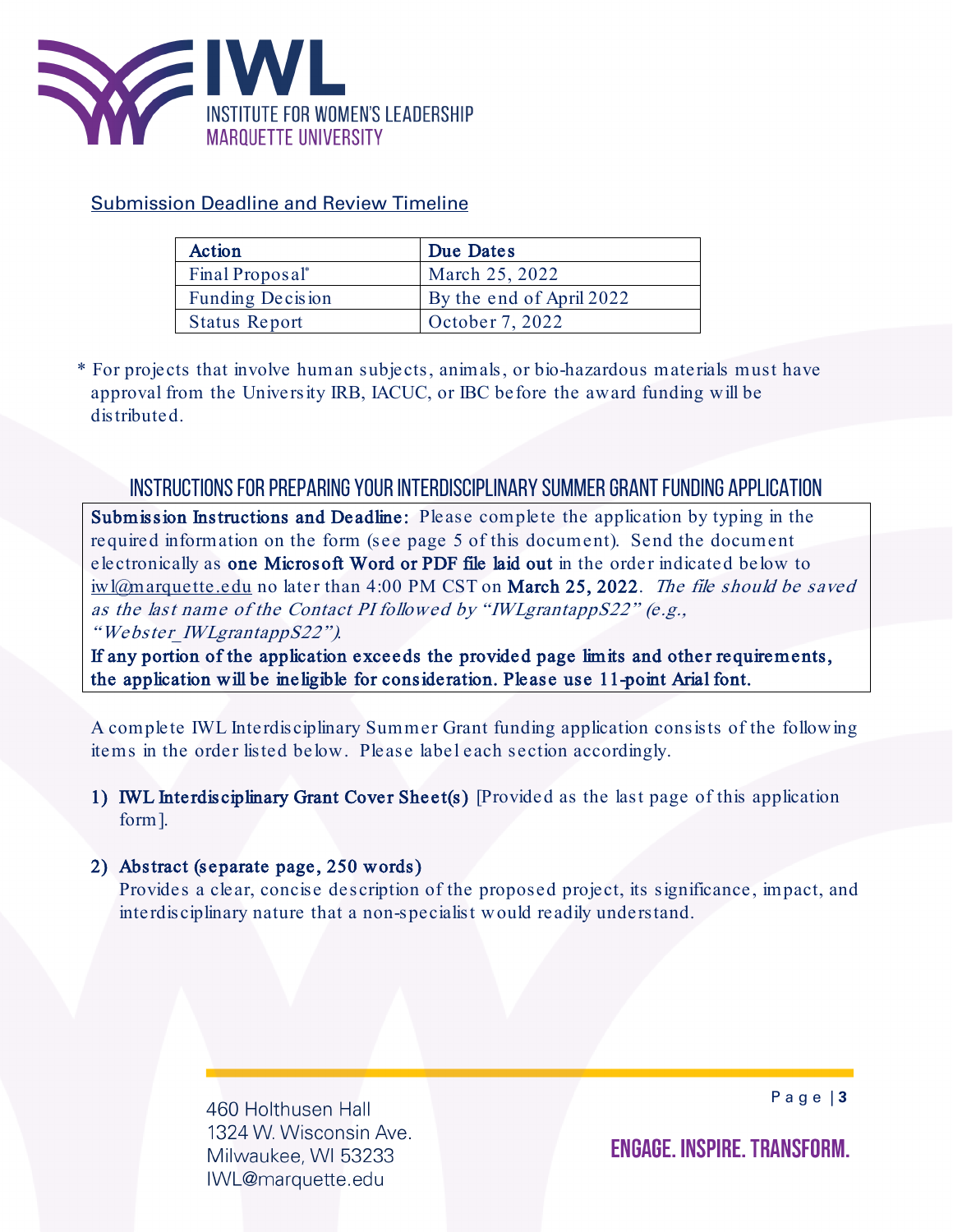IWL

INSTITUTE FOR WOMEN'S LEADERSHIP
MARQUETTE UNIVERSITY

## Submission Deadline and Review Timeline

| Action | Due Dates |
|---|---|
| Final Proposal* | March 25, 2022 |
| Funding Decision | By the end of April 2022 |
| Status Report | October 7, 2022 |

\* For projects that involve human subjects, animals, or bio-hazardous materials must have approval from the University IRB, IACUC, or IBC before the award funding will be distributed.

## INSTRUCTIONS FOR PREPARING YOUR INTERDISCIPLINARY SUMMER GRANT FUNDING APPLICATION

**Submission Instructions and Deadline:** Please complete the application by typing in the required information on the form (see page 5 of this document). Send the document electronically as **one Microsoft Word or PDF file laid out** in the order indicated below to iwl@marquette.edu no later than 4:00 PM CST on **March 25, 2022**. *The file should be saved as the last name of the Contact PI followed by "IWLgrantappS22" (e.g., "Webster_IWLgrantappS22").*
**If any portion of the application exceeds the provided page limits and other requirements, the application will be ineligible for consideration. Please use 11-point Arial font.**

A complete IWL Interdisciplinary Summer Grant funding application consists of the following items in the order listed below. Please label each section accordingly.

1) **IWL Interdisciplinary Grant Cover Sheet(s)** [Provided as the last page of this application form].

2) **Abstract (separate page, 250 words)**
   Provides a clear, concise description of the proposed project, its significance, impact, and interdisciplinary nature that a non-specialist would readily understand.

460 Holthusen Hall
1324 W. Wisconsin Ave.
Milwaukee, WI 53233
IWL@marquette.edu

ENGAGE. INSPIRE. TRANSFORM.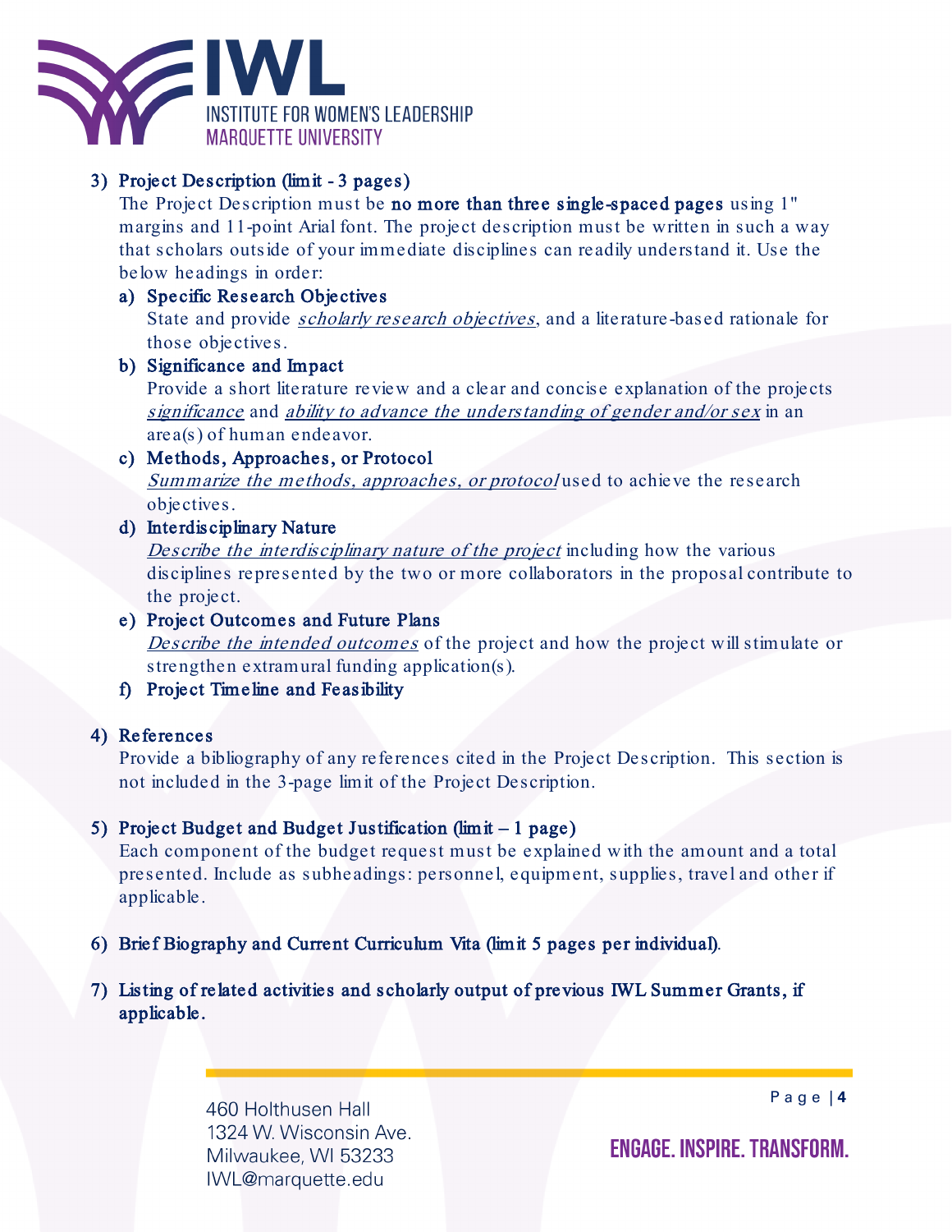3) **Project Description (limit - 3 pages)**

   The Project Description must be **no more than three single-spaced pages** using 1" margins and 11-point Arial font. The project description must be written in such a way that scholars outside of your immediate disciplines can readily understand it. Use the below headings in order:

   a) **Specific Research Objectives**

      State and provide *scholarly research objectives*, and a literature-based rationale for those objectives.

   b) **Significance and Impact**

      Provide a short literature review and a clear and concise explanation of the projects *significance* and *ability to advance the understanding of gender and/or sex* in an area(s) of human endeavor.

   c) **Methods, Approaches, or Protocol**

      *Summarize the methods, approaches, or protocol* used to achieve the research objectives.

   d) **Interdisciplinary Nature**

      *Describe the interdisciplinary nature of the project* including how the various disciplines represented by the two or more collaborators in the proposal contribute to the project.

   e) **Project Outcomes and Future Plans**

      *Describe the intended outcomes* of the project and how the project will stimulate or strengthen extramural funding application(s).

   f) **Project Timeline and Feasibility**

4) **References**

   Provide a bibliography of any references cited in the Project Description. This section is not included in the 3-page limit of the Project Description.

5) **Project Budget and Budget Justification (limit – 1 page)**

   Each component of the budget request must be explained with the amount and a total presented. Include as subheadings: personnel, equipment, supplies, travel and other if applicable.

6) **Brief Biography and Current Curriculum Vita (limit 5 pages per individual)**.

7) **Listing of related activities and scholarly output of previous IWL Summer Grants, if applicable.**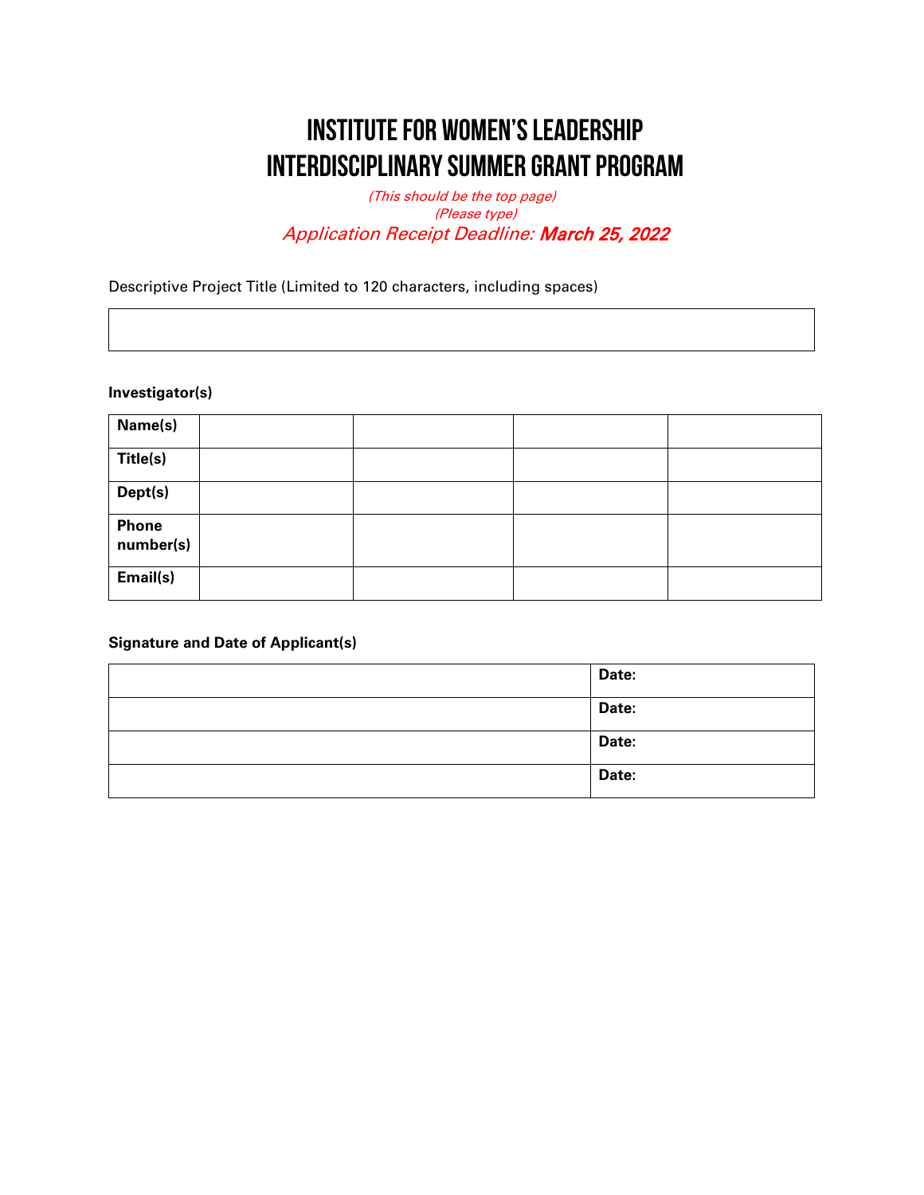# INSTITUTE FOR WOMEN'S LEADERSHIP
# INTERDISCIPLINARY SUMMER GRANT PROGRAM

*(This should be the top page)*
*(Please type)*

*Application Receipt Deadline:* ***March 25, 2022***

Descriptive Project Title (Limited to 120 characters, including spaces)

| |
|---|
| |

**Investigator(s)**

| | | | | |
|---|---|---|---|---|
| **Name(s)** | | | | |
| **Title(s)** | | | | |
| **Dept(s)** | | | | |
| **Phone number(s)** | | | | |
| **Email(s)** | | | | |

**Signature and Date of Applicant(s)**

| | |
|---|---|
| | **Date:** |
| | **Date:** |
| | **Date:** |
| | **Date:** |